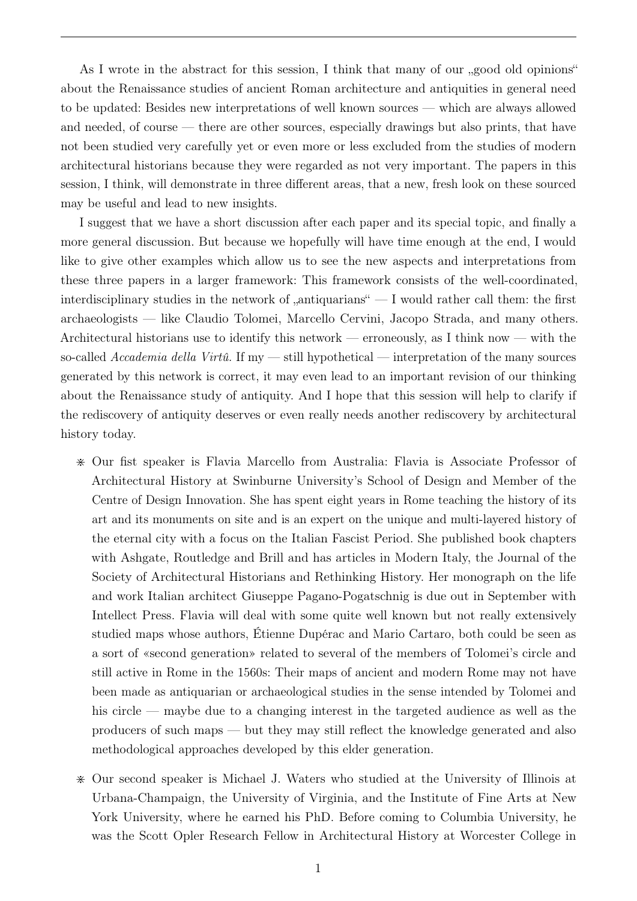As I wrote in the abstract for this session, I think that many of our „good old opinions" about the Renaissance studies of ancient Roman architecture and antiquities in general need to be updated: Besides new interpretations of well known sources — which are always allowed and needed, of course — there are other sources, especially drawings but also prints, that have not been studied very carefully yet or even more or less excluded from the studies of modern architectural historians because they were regarded as not very important. The papers in this session, I think, will demonstrate in three different areas, that a new, fresh look on these sourced may be useful and lead to new insights.

I suggest that we have a short discussion after each paper and its special topic, and finally a more general discussion. But because we hopefully will have time enough at the end, I would like to give other examples which allow us to see the new aspects and interpretations from these three papers in a larger framework: This framework consists of the well-coordinated, interdisciplinary studies in the network of „antiquarians" — I would rather call them: the first archaeologists — like Claudio Tolomei, Marcello Cervini, Jacopo Strada, and many others. Architectural historians use to identify this network — erroneously, as I think now — with the so-called *Accademia della Virtû*. If my — still hypothetical — interpretation of the many sources generated by this network is correct, it may even lead to an important revision of our thinking about the Renaissance study of antiquity. And I hope that this session will help to clarify if the rediscovery of antiquity deserves or even really needs another rediscovery by architectural history today.

- Our fist speaker is Flavia Marcello from Australia: Flavia is Associate Professor of Architectural History at Swinburne University's School of Design and Member of the Centre of Design Innovation. She has spent eight years in Rome teaching the history of its art and its monuments on site and is an expert on the unique and multi-layered history of the eternal city with a focus on the Italian Fascist Period. She published book chapters with Ashgate, Routledge and Brill and has articles in Modern Italy, the Journal of the Society of Architectural Historians and Rethinking History. Her monograph on the life and work Italian architect Giuseppe Pagano-Pogatschnig is due out in September with Intellect Press. Flavia will deal with some quite well known but not really extensively studied maps whose authors, Étienne Dupérac and Mario Cartaro, both could be seen as a sort of «second generation» related to several of the members of Tolomei's circle and still active in Rome in the 1560s: Their maps of ancient and modern Rome may not have been made as antiquarian or archaeological studies in the sense intended by Tolomei and his circle — maybe due to a changing interest in the targeted audience as well as the producers of such maps — but they may still reflect the knowledge generated and also methodological approaches developed by this elder generation.

- Our second speaker is Michael J. Waters who studied at the University of Illinois at Urbana-Champaign, the University of Virginia, and the Institute of Fine Arts at New York University, where he earned his PhD. Before coming to Columbia University, he was the Scott Opler Research Fellow in Architectural History at Worcester College in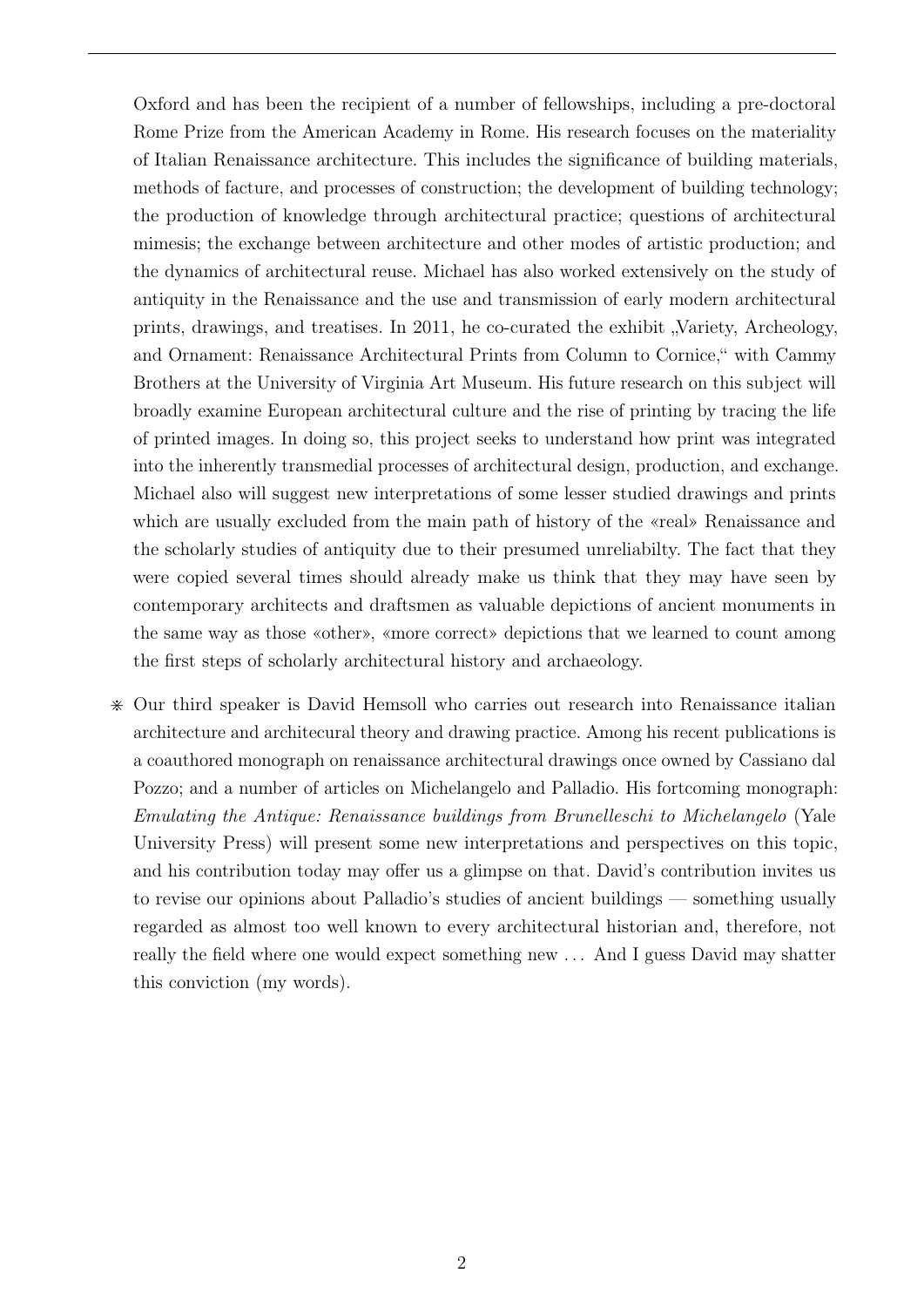Oxford and has been the recipient of a number of fellowships, including a pre-doctoral Rome Prize from the American Academy in Rome. His research focuses on the materiality of Italian Renaissance architecture. This includes the significance of building materials, methods of facture, and processes of construction; the development of building technology; the production of knowledge through architectural practice; questions of architectural mimesis; the exchange between architecture and other modes of artistic production; and the dynamics of architectural reuse. Michael has also worked extensively on the study of antiquity in the Renaissance and the use and transmission of early modern architectural prints, drawings, and treatises. In 2011, he co-curated the exhibit „Variety, Archeology, and Ornament: Renaissance Architectural Prints from Column to Cornice," with Cammy Brothers at the University of Virginia Art Museum. His future research on this subject will broadly examine European architectural culture and the rise of printing by tracing the life of printed images. In doing so, this project seeks to understand how print was integrated into the inherently transmedial processes of architectural design, production, and exchange. Michael also will suggest new interpretations of some lesser studied drawings and prints which are usually excluded from the main path of history of the «real» Renaissance and the scholarly studies of antiquity due to their presumed unreliabilty. The fact that they were copied several times should already make us think that they may have seen by contemporary architects and draftsmen as valuable depictions of ancient monuments in the same way as those «other», «more correct» depictions that we learned to count among the first steps of scholarly architectural history and archaeology.

※ Our third speaker is David Hemsoll who carries out research into Renaissance italian architecture and architecural theory and drawing practice. Among his recent publications is a coauthored monograph on renaissance architectural drawings once owned by Cassiano dal Pozzo; and a number of articles on Michelangelo and Palladio. His fortcoming monograph: *Emulating the Antique: Renaissance buildings from Brunelleschi to Michelangelo* (Yale University Press) will present some new interpretations and perspectives on this topic, and his contribution today may offer us a glimpse on that. David's contribution invites us to revise our opinions about Palladio's studies of ancient buildings — something usually regarded as almost too well known to every architectural historian and, therefore, not really the field where one would expect something new ... And I guess David may shatter this conviction (my words).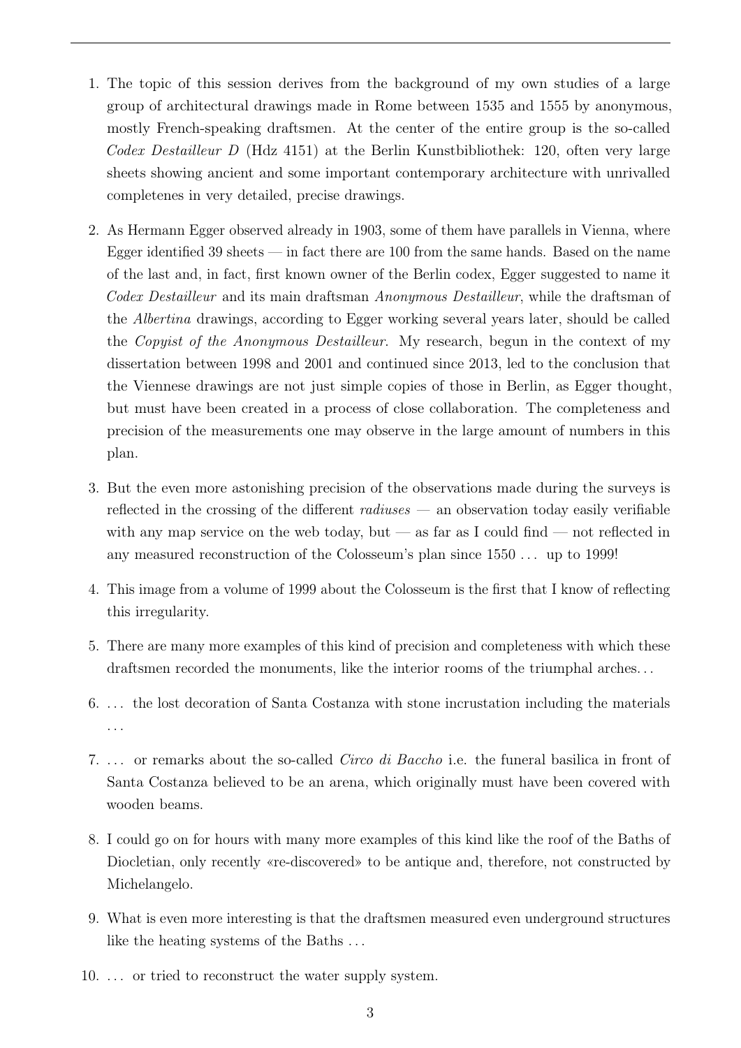1. The topic of this session derives from the background of my own studies of a large group of architectural drawings made in Rome between 1535 and 1555 by anonymous, mostly French-speaking draftsmen. At the center of the entire group is the so-called *Codex Destailleur D* (Hdz 4151) at the Berlin Kunstbibliothek: 120, often very large sheets showing ancient and some important contemporary architecture with unrivalled completenes in very detailed, precise drawings.

2. As Hermann Egger observed already in 1903, some of them have parallels in Vienna, where Egger identified 39 sheets — in fact there are 100 from the same hands. Based on the name of the last and, in fact, first known owner of the Berlin codex, Egger suggested to name it *Codex Destailleur* and its main draftsman *Anonymous Destailleur*, while the draftsman of the *Albertina* drawings, according to Egger working several years later, should be called the *Copyist of the Anonymous Destailleur*. My research, begun in the context of my dissertation between 1998 and 2001 and continued since 2013, led to the conclusion that the Viennese drawings are not just simple copies of those in Berlin, as Egger thought, but must have been created in a process of close collaboration. The completeness and precision of the measurements one may observe in the large amount of numbers in this plan.

3. But the even more astonishing precision of the observations made during the surveys is reflected in the crossing of the different *radiuses* — an observation today easily verifiable with any map service on the web today, but — as far as I could find — not reflected in any measured reconstruction of the Colosseum's plan since 1550 … up to 1999!

4. This image from a volume of 1999 about the Colosseum is the first that I know of reflecting this irregularity.

5. There are many more examples of this kind of precision and completeness with which these draftsmen recorded the monuments, like the interior rooms of the triumphal arches…

6. … the lost decoration of Santa Costanza with stone incrustation including the materials …

7. … or remarks about the so-called *Circo di Baccho* i.e. the funeral basilica in front of Santa Costanza believed to be an arena, which originally must have been covered with wooden beams.

8. I could go on for hours with many more examples of this kind like the roof of the Baths of Diocletian, only recently «re-discovered» to be antique and, therefore, not constructed by Michelangelo.

9. What is even more interesting is that the draftsmen measured even underground structures like the heating systems of the Baths …

10. … or tried to reconstruct the water supply system.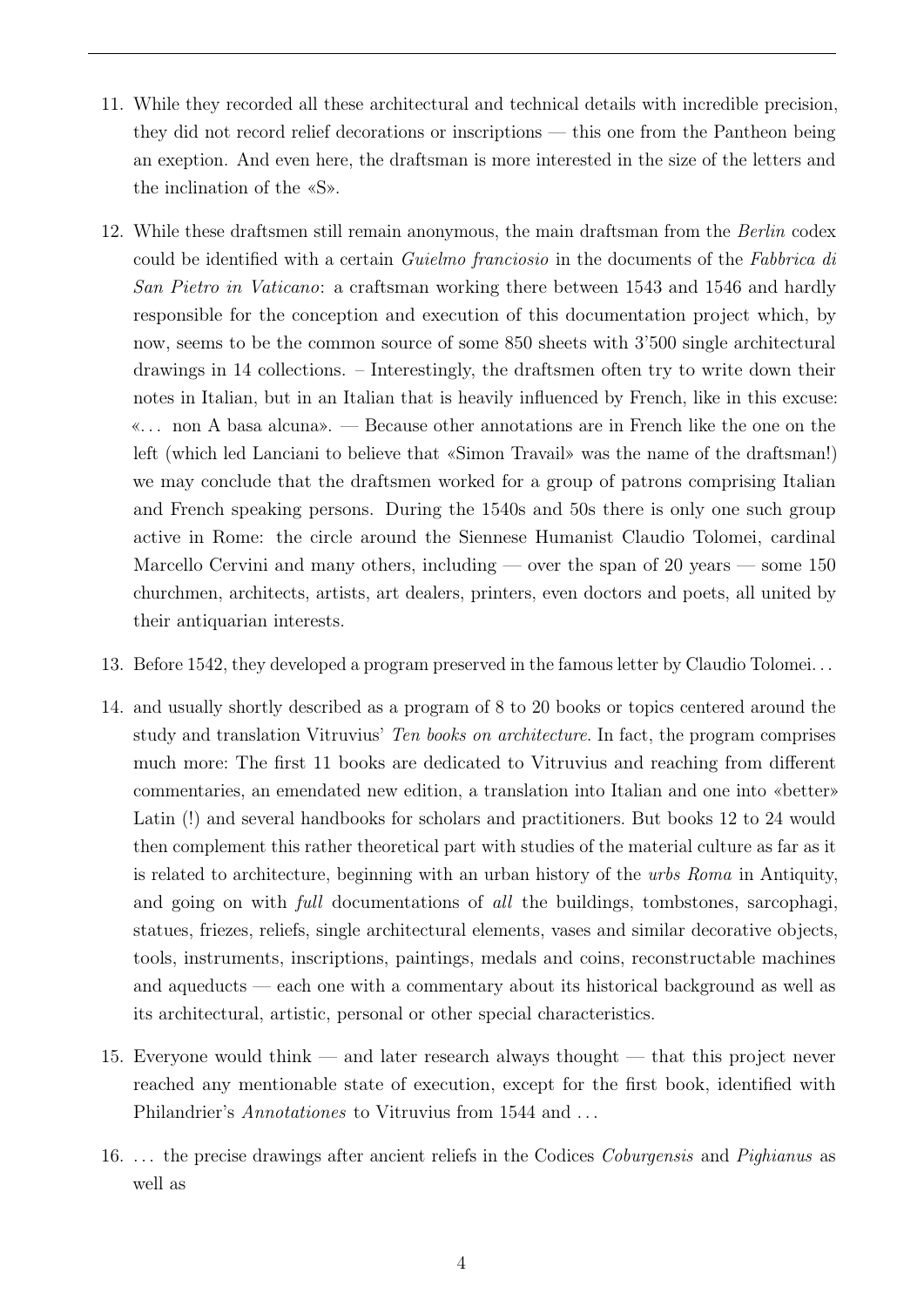11. While they recorded all these architectural and technical details with incredible precision, they did not record relief decorations or inscriptions — this one from the Pantheon being an exeption. And even here, the draftsman is more interested in the size of the letters and the inclination of the «S».

12. While these draftsmen still remain anonymous, the main draftsman from the *Berlin* codex could be identified with a certain *Guielmo franciosio* in the documents of the *Fabbrica di San Pietro in Vaticano*: a craftsman working there between 1543 and 1546 and hardly responsible for the conception and execution of this documentation project which, by now, seems to be the common source of some 850 sheets with 3'500 single architectural drawings in 14 collections. – Interestingly, the draftsmen often try to write down their notes in Italian, but in an Italian that is heavily influenced by French, like in this excuse: «... non A basa alcuna». — Because other annotations are in French like the one on the left (which led Lanciani to believe that «Simon Travail» was the name of the draftsman!) we may conclude that the draftsmen worked for a group of patrons comprising Italian and French speaking persons. During the 1540s and 50s there is only one such group active in Rome: the circle around the Siennese Humanist Claudio Tolomei, cardinal Marcello Cervini and many others, including — over the span of 20 years — some 150 churchmen, architects, artists, art dealers, printers, even doctors and poets, all united by their antiquarian interests.

13. Before 1542, they developed a program preserved in the famous letter by Claudio Tolomei...

14. and usually shortly described as a program of 8 to 20 books or topics centered around the study and translation Vitruvius' *Ten books on architecture*. In fact, the program comprises much more: The first 11 books are dedicated to Vitruvius and reaching from different commentaries, an emendated new edition, a translation into Italian and one into «better» Latin (!) and several handbooks for scholars and practitioners. But books 12 to 24 would then complement this rather theoretical part with studies of the material culture as far as it is related to architecture, beginning with an urban history of the *urbs Roma* in Antiquity, and going on with *full* documentations of *all* the buildings, tombstones, sarcophagi, statues, friezes, reliefs, single architectural elements, vases and similar decorative objects, tools, instruments, inscriptions, paintings, medals and coins, reconstructable machines and aqueducts — each one with a commentary about its historical background as well as its architectural, artistic, personal or other special characteristics.

15. Everyone would think — and later research always thought — that this project never reached any mentionable state of execution, except for the first book, identified with Philandrier's *Annotationes* to Vitruvius from 1544 and ...

16. ... the precise drawings after ancient reliefs in the Codices *Coburgensis* and *Pighianus* as well as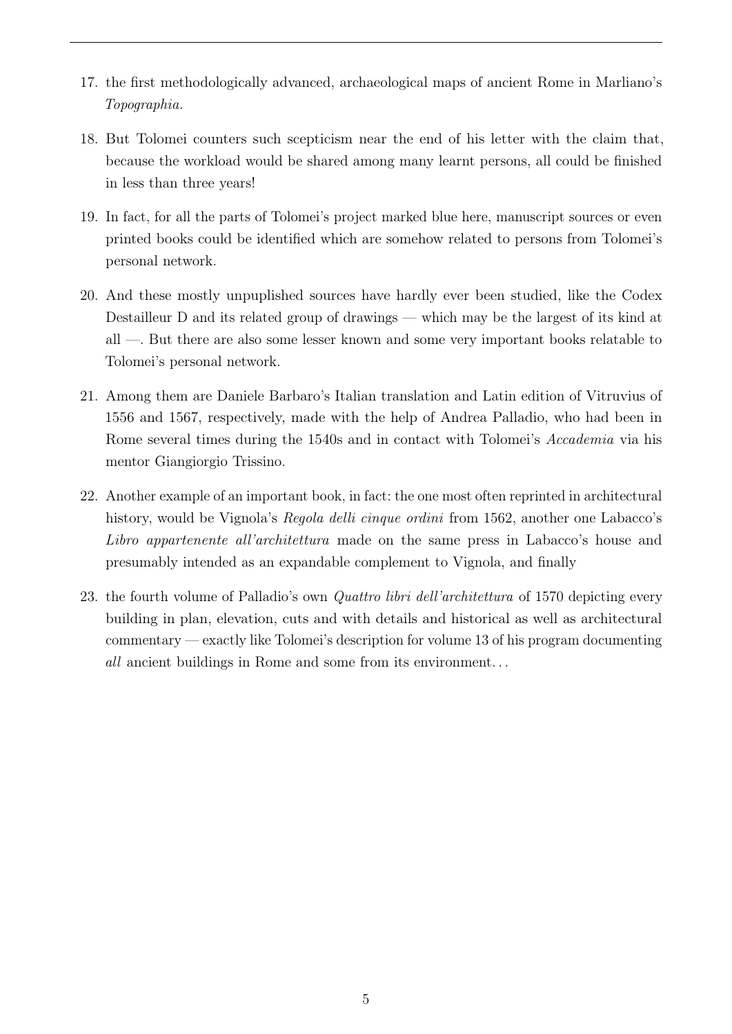17. the first methodologically advanced, archaeological maps of ancient Rome in Marliano's *Topographia.*

18. But Tolomei counters such scepticism near the end of his letter with the claim that, because the workload would be shared among many learnt persons, all could be finished in less than three years!

19. In fact, for all the parts of Tolomei's project marked blue here, manuscript sources or even printed books could be identified which are somehow related to persons from Tolomei's personal network.

20. And these mostly unpuplished sources have hardly ever been studied, like the Codex Destailleur D and its related group of drawings — which may be the largest of its kind at all —. But there are also some lesser known and some very important books relatable to Tolomei's personal network.

21. Among them are Daniele Barbaro's Italian translation and Latin edition of Vitruvius of 1556 and 1567, respectively, made with the help of Andrea Palladio, who had been in Rome several times during the 1540s and in contact with Tolomei's *Accademia* via his mentor Giangiorgio Trissino.

22. Another example of an important book, in fact: the one most often reprinted in architectural history, would be Vignola's *Regola delli cinque ordini* from 1562, another one Labacco's *Libro appartenente all'architettura* made on the same press in Labacco's house and presumably intended as an expandable complement to Vignola, and finally

23. the fourth volume of Palladio's own *Quattro libri dell'architettura* of 1570 depicting every building in plan, elevation, cuts and with details and historical as well as architectural commentary — exactly like Tolomei's description for volume 13 of his program documenting *all* ancient buildings in Rome and some from its environment…